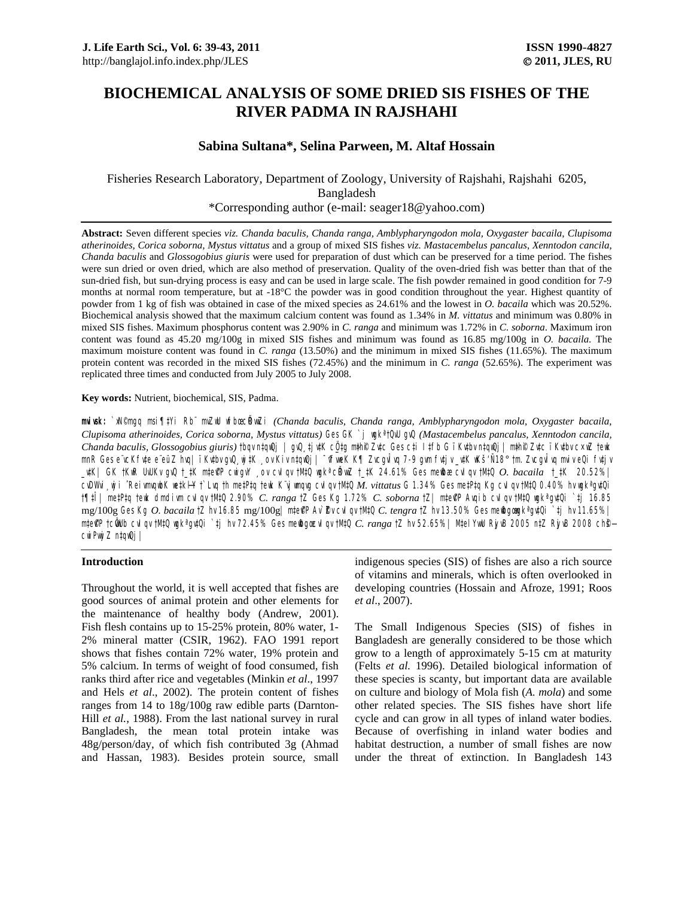# BIOCHEMICAL ANALYSIS OF SOME DRIED SIS FISHES OF THE RIVER PADMA IN RAJSHAHI

**Sabina Sultana*, Selina Parween, M. Altaf Hossain**

Fisheries Research Laboratory, Department of Zoology, University of Rajshahi, Rajshahi 6205, Bangladesh

*Corresponding author (e-mail: seager18@yahoo.com)

**Abstract:** Seven different species *viz. Chanda baculis, Chanda ranga, Amblypharyngodon mola, Oxygaster bacaila, Clupisoma atherinoides, Corica soborna, Mystus vittatus* and a group of mixed SIS fishes *viz. Mastacembelus pancalus, Xenntodon cancila, Chanda baculis* and *Glossogobius giuris* were used for preparation of dust which can be preserved for a time period. The fishes were sun dried or oven dried, which are also method of preservation. Quality of the oven-dried fish was better than that of the sun-dried fish, but sun-drying process is easy and can be used in large scale. The fish powder remained in good condition for 7-9 months at normal room temperature, but at -18°C the powder was in good condition throughout the year. Highest quantity of powder from 1 kg of fish was obtained in case of the mixed species as 24.61% and the lowest in *O. bacaila* which was 20.52%. Biochemical analysis showed that the maximum calcium content was found as 1.34% in *M. vittatus* and minimum was 0.80% in mixed SIS fishes. Maximum phosphorus content was 2.90% in *C. ranga* and minimum was 1.72% in *C. soborna*. Maximum iron content was found as 45.20 mg/100g in mixed SIS fishes and minimum was found as 16.85 mg/100g in *O. bacaila.* The maximum moisture content was found in *C. ranga* (13.50%) and the minimum in mixed SIS fishes (11.65%). The maximum protein content was recorded in the mixed SIS fishes (72.45%) and the minimum in *C. ranga* (52.65%). The experiment was replicated three times and conducted from July 2005 to July 2008.

**Key words:** Nutrient, biochemical, SIS, Padma.

**mvivsk:** `xN©mgq msiÿ‡Yi Rb¨ mvZwU wfbœcÖRvwZi *(Chanda baculis, Chanda ranga, Amblypharyngodon mola, Oxygaster bacaila, Clupisoma atherinoides, Corica soborna, Mystus vittatus)* Ges GK `j wgkª‡QvU gvQ *(Mastacembelus pancalus, Xenntodon cancila, Chanda baculis, Glossogobius giuris)* †bqv n‡qwQj | gvQ¸‡jv‡K cÖ‡gm¤^ Zv‡c Ges c‡i I‡fb G ï Kv‡bv n‡qwQj | m‡h¨© Zv‡c ï Kv‡bv cÖ×wZ †ewk mnR Ges e¨vcKfv‡e e¨eüZ nq| ï Kv‡bv gvQ¸wj‡K ¸ov Kiv n‡qwQj| ¯^vfvweK K¶ ZvcgvÎvq 7-9 gvm fvj v_v‡K wKš‘ -18° †m. ZvcgvÎvq mviv eQi fvj v _v‡K| GK †KwR UvUKv gvQ †_‡K m‡e©v”P cwigvY ¸ov cvIqv †M‡Q wgkª cÖRvwZ †_‡K 24.61% Ges me©wbæ cvIqv †M‡Q *O. bacaila* †_‡K 20.52%| cÖvYxi¸wji ^Reivmvqwbk we‡kølY †`Lvq †h me‡P‡q †ewk K¨vjwmqvg cvIqv †M‡Q *M. vittatus* G 1.34% Ges me‡P‡q Kg cvIqv †M‡Q 0.40% hv wgkª gv‡Qi †¶‡Î| me‡P‡q †ewk dmdivm cvIqv †M‡Q 2.90% *C. ranga* †Z Ges Kg 1.72% *C. soborna* †Z| m‡e©v”P Avqib cvIqv †M‡Q wgkª gv‡Qi `‡j 16.85 mg/100g Ges Kg *O. bacaila* †Z hv 16.85 mg/100g| m‡e©v”P Av`ª©Zv cvIqv †M‡Q *C. tengra* †Z hv 13.50% Ges me©wbægwgkª gv‡Qi `‡j hv 11.65%| m‡e©v”P †cÖvwUb cvIqv †M‡Q wgkª gv‡Qi `‡j hv 72.45% Ges me©wbæ cvIqv †M‡Q *C. ranga* †Z hv 52.65%| M‡elYvwU RyjvB 2005 n‡Z RyjvB 2008 ch©š— cwiPvwjZ n‡qwQj|

## Introduction

Throughout the world, it is well accepted that fishes are good sources of animal protein and other elements for the maintenance of healthy body (Andrew, 2001). Fish flesh contains up to 15-25% protein, 80% water, 1-2% mineral matter (CSIR, 1962). FAO 1991 report shows that fishes contain 72% water, 19% protein and 5% calcium. In terms of weight of food consumed, fish ranks third after rice and vegetables (Minkin *et al*., 1997 and Hels *et al*., 2002). The protein content of fishes ranges from 14 to 18g/100g raw edible parts (Darnton-Hill *et al.*, 1988). From the last national survey in rural Bangladesh, the mean total protein intake was 48g/person/day, of which fish contributed 3g (Ahmad and Hassan, 1983). Besides protein source, small indigenous species (SIS) of fishes are also a rich source of vitamins and minerals, which is often overlooked in developing countries (Hossain and Afroze, 1991; Roos *et al*., 2007).

The Small Indigenous Species (SIS) of fishes in Bangladesh are generally considered to be those which grow to a length of approximately 5-15 cm at maturity (Felts *et al.* 1996). Detailed biological information of these species is scanty, but important data are available on culture and biology of Mola fish (*A. mola*) and some other related species. The SIS fishes have short life cycle and can grow in all types of inland water bodies. Because of overfishing in inland water bodies and habitat destruction, a number of small fishes are now under the threat of extinction. In Bangladesh 143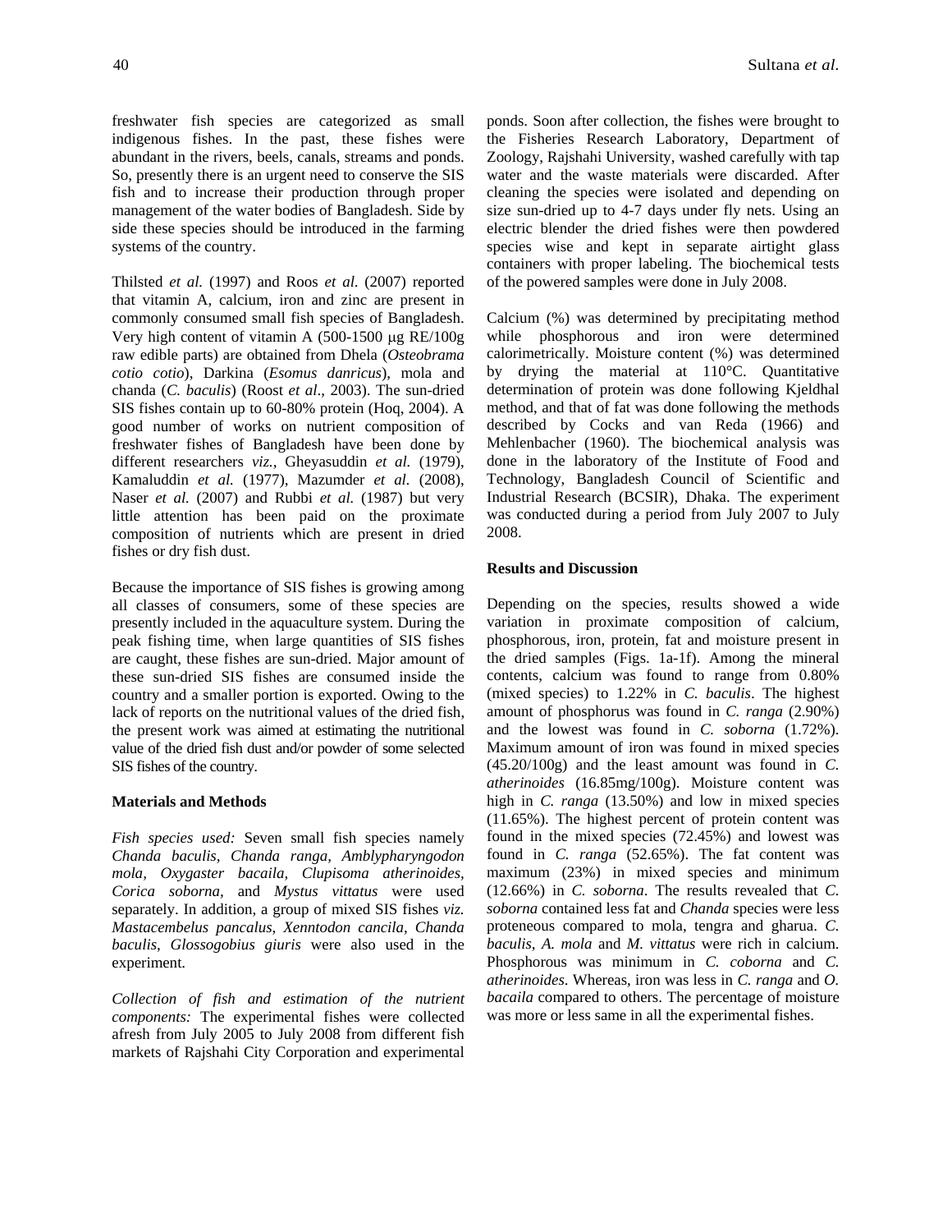freshwater fish species are categorized as small indigenous fishes. In the past, these fishes were abundant in the rivers, beels, canals, streams and ponds. So, presently there is an urgent need to conserve the SIS fish and to increase their production through proper management of the water bodies of Bangladesh. Side by side these species should be introduced in the farming systems of the country.

Thilsted *et al.* (1997) and Roos *et al.* (2007) reported that vitamin A, calcium, iron and zinc are present in commonly consumed small fish species of Bangladesh. Very high content of vitamin A (500-1500 μg RE/100g raw edible parts) are obtained from Dhela (*Osteobrama cotio cotio*), Darkina (*Esomus danricus*), mola and chanda (*C. baculis*) (Roost *et al*., 2003). The sun-dried SIS fishes contain up to 60-80% protein (Hoq, 2004). A good number of works on nutrient composition of freshwater fishes of Bangladesh have been done by different researchers *viz.,* Gheyasuddin *et al.* (1979), Kamaluddin *et al.* (1977), Mazumder *et al.* (2008), Naser *et al.* (2007) and Rubbi *et al.* (1987) but very little attention has been paid on the proximate composition of nutrients which are present in dried fishes or dry fish dust.

Because the importance of SIS fishes is growing among all classes of consumers, some of these species are presently included in the aquaculture system. During the peak fishing time, when large quantities of SIS fishes are caught, these fishes are sun-dried. Major amount of these sun-dried SIS fishes are consumed inside the country and a smaller portion is exported. Owing to the lack of reports on the nutritional values of the dried fish, the present work was aimed at estimating the nutritional value of the dried fish dust and/or powder of some selected SIS fishes of the country.

## Materials and Methods

*Fish species used:* Seven small fish species namely *Chanda baculis, Chanda ranga, Amblypharyngodon mola, Oxygaster bacaila, Clupisoma atherinoides, Corica soborna,* and *Mystus vittatus* were used separately. In addition, a group of mixed SIS fishes *viz. Mastacembelus pancalus*, *Xenntodon cancila*, *Chanda baculis*, *Glossogobius giuris* were also used in the experiment.

*Collection of fish and estimation of the nutrient components:* The experimental fishes were collected afresh from July 2005 to July 2008 from different fish markets of Rajshahi City Corporation and experimental ponds. Soon after collection, the fishes were brought to the Fisheries Research Laboratory, Department of Zoology, Rajshahi University, washed carefully with tap water and the waste materials were discarded. After cleaning the species were isolated and depending on size sun-dried up to 4-7 days under fly nets. Using an electric blender the dried fishes were then powdered species wise and kept in separate airtight glass containers with proper labeling. The biochemical tests of the powered samples were done in July 2008.

Calcium (%) was determined by precipitating method while phosphorous and iron were determined calorimetrically. Moisture content (%) was determined by drying the material at 110°C. Quantitative determination of protein was done following Kjeldhal method, and that of fat was done following the methods described by Cocks and van Reda (1966) and Mehlenbacher (1960). The biochemical analysis was done in the laboratory of the Institute of Food and Technology, Bangladesh Council of Scientific and Industrial Research (BCSIR), Dhaka. The experiment was conducted during a period from July 2007 to July 2008.

## Results and Discussion

Depending on the species, results showed a wide variation in proximate composition of calcium, phosphorous, iron, protein, fat and moisture present in the dried samples (Figs. 1a-1f). Among the mineral contents, calcium was found to range from 0.80% (mixed species) to 1.22% in *C. baculis*. The highest amount of phosphorus was found in *C. ranga* (2.90%) and the lowest was found in *C. soborna* (1.72%). Maximum amount of iron was found in mixed species (45.20/100g) and the least amount was found in *C. atherinoides* (16.85mg/100g). Moisture content was high in *C. ranga* (13.50%) and low in mixed species (11.65%). The highest percent of protein content was found in the mixed species (72.45%) and lowest was found in *C. ranga* (52.65%). The fat content was maximum (23%) in mixed species and minimum (12.66%) in *C. soborna*. The results revealed that *C. soborna* contained less fat and *Chanda* species were less proteneous compared to mola, tengra and gharua. *C. baculis*, *A. mola* and *M. vittatus* were rich in calcium. Phosphorous was minimum in *C. coborna* and *C. atherinoides*. Whereas, iron was less in *C. ranga* and *O. bacaila* compared to others. The percentage of moisture was more or less same in all the experimental fishes.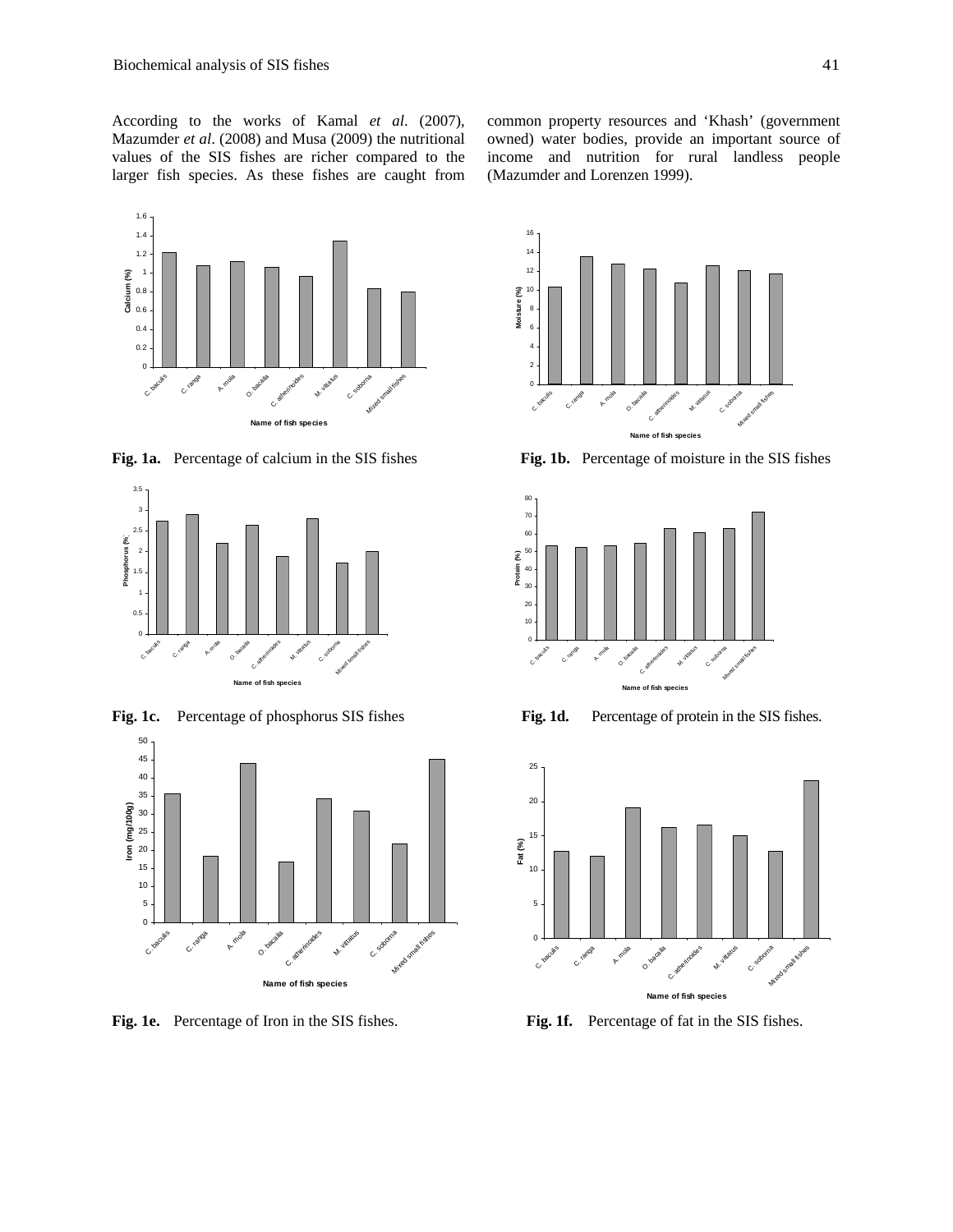According to the works of Kamal *et al*. (2007), Mazumder *et al*. (2008) and Musa (2009) the nutritional values of the SIS fishes are richer compared to the larger fish species. As these fishes are caught from common property resources and 'Khash' (government owned) water bodies, provide an important source of income and nutrition for rural landless people (Mazumder and Lorenzen 1999).

**Fig. 1a.** Percentage of calcium in the SIS fishes

**Fig. 1b.** Percentage of moisture in the SIS fishes

**Fig. 1c.** Percentage of phosphorus SIS fishes

**Fig. 1d.** Percentage of protein in the SIS fishes.

**Fig. 1e.** Percentage of Iron in the SIS fishes.

**Fig. 1f.** Percentage of fat in the SIS fishes.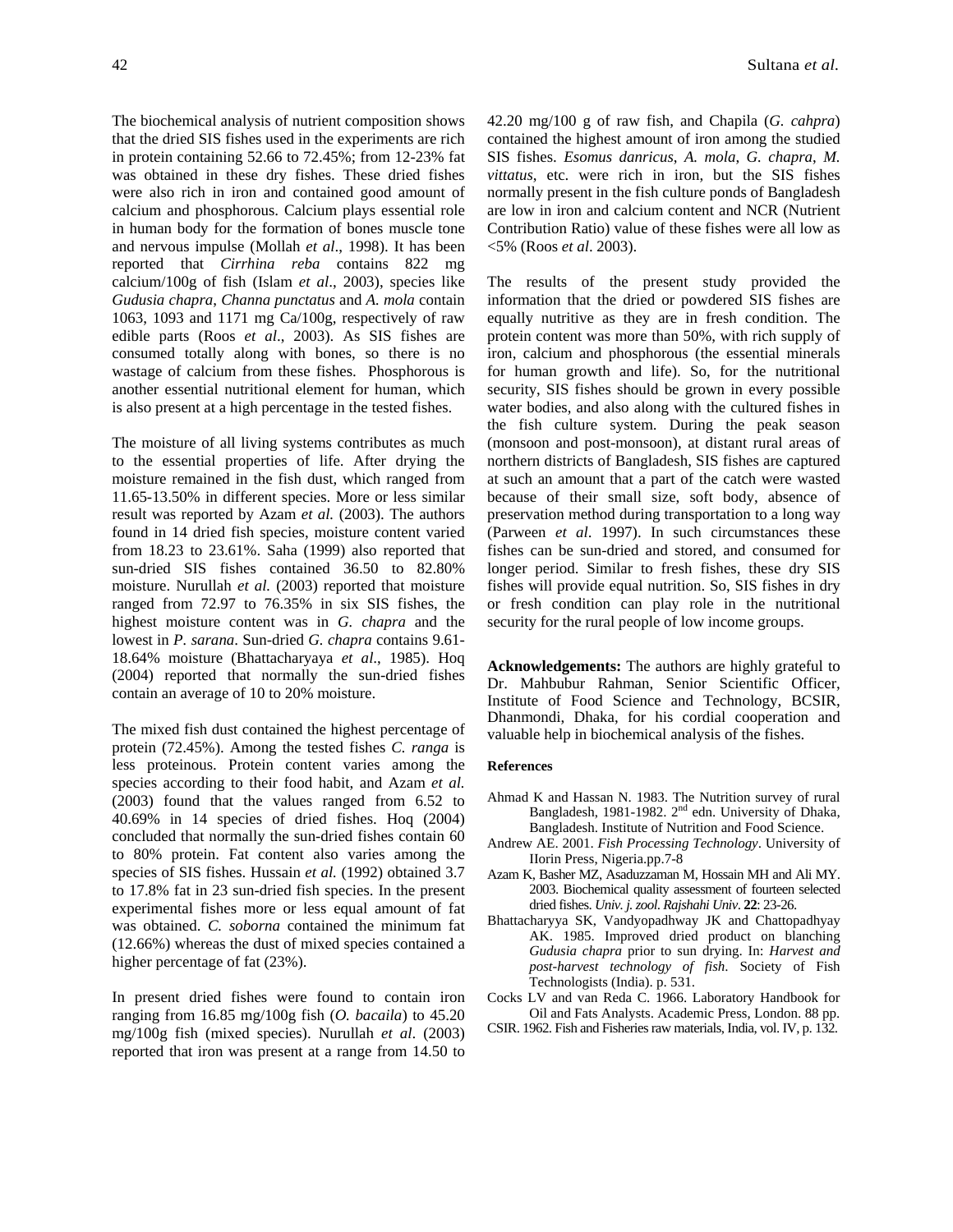The biochemical analysis of nutrient composition shows that the dried SIS fishes used in the experiments are rich in protein containing 52.66 to 72.45%; from 12-23% fat was obtained in these dry fishes. These dried fishes were also rich in iron and contained good amount of calcium and phosphorous. Calcium plays essential role in human body for the formation of bones muscle tone and nervous impulse (Mollah *et al*., 1998). It has been reported that *Cirrhina reba* contains 822 mg calcium/100g of fish (Islam *et al*., 2003), species like *Gudusia chapra*, *Channa punctatus* and *A. mola* contain 1063, 1093 and 1171 mg Ca/100g, respectively of raw edible parts (Roos *et al*., 2003). As SIS fishes are consumed totally along with bones, so there is no wastage of calcium from these fishes. Phosphorous is another essential nutritional element for human, which is also present at a high percentage in the tested fishes.

The moisture of all living systems contributes as much to the essential properties of life. After drying the moisture remained in the fish dust, which ranged from 11.65-13.50% in different species. More or less similar result was reported by Azam *et al.* (2003). The authors found in 14 dried fish species, moisture content varied from 18.23 to 23.61%. Saha (1999) also reported that sun-dried SIS fishes contained 36.50 to 82.80% moisture. Nurullah *et al.* (2003) reported that moisture ranged from 72.97 to 76.35% in six SIS fishes, the highest moisture content was in *G. chapra* and the lowest in *P. sarana*. Sun-dried *G. chapra* contains 9.61-18.64% moisture (Bhattacharyaya *et al*., 1985). Hoq (2004) reported that normally the sun-dried fishes contain an average of 10 to 20% moisture.

The mixed fish dust contained the highest percentage of protein (72.45%). Among the tested fishes *C. ranga* is less proteinous. Protein content varies among the species according to their food habit, and Azam *et al.* (2003) found that the values ranged from 6.52 to 40.69% in 14 species of dried fishes. Hoq (2004) concluded that normally the sun-dried fishes contain 60 to 80% protein. Fat content also varies among the species of SIS fishes. Hussain *et al.* (1992) obtained 3.7 to 17.8% fat in 23 sun-dried fish species. In the present experimental fishes more or less equal amount of fat was obtained. *C. soborna* contained the minimum fat (12.66%) whereas the dust of mixed species contained a higher percentage of fat (23%).

In present dried fishes were found to contain iron ranging from 16.85 mg/100g fish (*O. bacaila*) to 45.20 mg/100g fish (mixed species). Nurullah *et al*. (2003) reported that iron was present at a range from 14.50 to 42.20 mg/100 g of raw fish, and Chapila (*G. cahpra*) contained the highest amount of iron among the studied SIS fishes. *Esomus danricus*, *A. mola*, *G. chapra*, *M. vittatus*, etc. were rich in iron, but the SIS fishes normally present in the fish culture ponds of Bangladesh are low in iron and calcium content and NCR (Nutrient Contribution Ratio) value of these fishes were all low as <5% (Roos *et al*. 2003).

The results of the present study provided the information that the dried or powdered SIS fishes are equally nutritive as they are in fresh condition. The protein content was more than 50%, with rich supply of iron, calcium and phosphorous (the essential minerals for human growth and life). So, for the nutritional security, SIS fishes should be grown in every possible water bodies, and also along with the cultured fishes in the fish culture system. During the peak season (monsoon and post-monsoon), at distant rural areas of northern districts of Bangladesh, SIS fishes are captured at such an amount that a part of the catch were wasted because of their small size, soft body, absence of preservation method during transportation to a long way (Parween *et al*. 1997). In such circumstances these fishes can be sun-dried and stored, and consumed for longer period. Similar to fresh fishes, these dry SIS fishes will provide equal nutrition. So, SIS fishes in dry or fresh condition can play role in the nutritional security for the rural people of low income groups.

**Acknowledgements:** The authors are highly grateful to Dr. Mahbubur Rahman, Senior Scientific Officer, Institute of Food Science and Technology, BCSIR, Dhanmondi, Dhaka, for his cordial cooperation and valuable help in biochemical analysis of the fishes.

## References

Ahmad K and Hassan N. 1983. The Nutrition survey of rural Bangladesh, 1981-1982. 2nd edn. University of Dhaka, Bangladesh. Institute of Nutrition and Food Science.

Andrew AE. 2001. *Fish Processing Technology*. University of IIorin Press, Nigeria.pp.7-8

Azam K, Basher MZ, Asaduzzaman M, Hossain MH and Ali MY. 2003. Biochemical quality assessment of fourteen selected dried fishes. *Univ. j. zool. Rajshahi Univ*. **22**: 23-26.

Bhattacharyya SK, Vandyopadhway JK and Chattopadhyay AK. 1985. Improved dried product on blanching *Gudusia chapra* prior to sun drying. In: *Harvest and post-harvest technology of fish*. Society of Fish Technologists (India). p. 531.

Cocks LV and van Reda C. 1966. Laboratory Handbook for Oil and Fats Analysts. Academic Press, London. 88 pp.

CSIR. 1962. Fish and Fisheries raw materials, India, vol. IV, p. 132.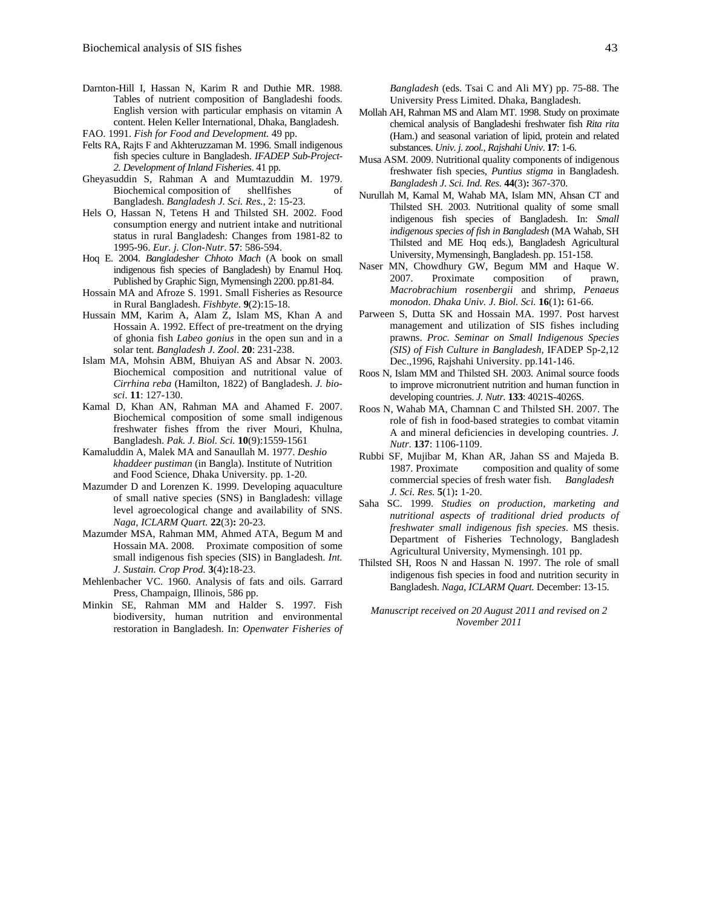Darnton-Hill I, Hassan N, Karim R and Duthie MR. 1988. Tables of nutrient composition of Bangladeshi foods. English version with particular emphasis on vitamin A content. Helen Keller International, Dhaka, Bangladesh.

FAO. 1991. *Fish for Food and Development*. 49 pp.

Felts RA, Rajts F and Akhteruzzaman M. 1996. Small indigenous fish species culture in Bangladesh. *IFADEP Sub-Project-2. Development of Inland Fisheries*. 41 pp.

Gheyasuddin S, Rahman A and Mumtazuddin M. 1979. Biochemical composition of shellfishes of Bangladesh. *Bangladesh J. Sci. Res.*, 2: 15-23.

Hels O, Hassan N, Tetens H and Thilsted SH. 2002. Food consumption energy and nutrient intake and nutritional status in rural Bangladesh: Changes from 1981-82 to 1995-96. *Eur. j. Clon-Nutr*. **57**: 586-594.

Hoq E. 2004. *Bangladesher Chhoto Mach* (A book on small indigenous fish species of Bangladesh) by Enamul Hoq. Published by Graphic Sign, Mymensingh 2200. pp.81-84.

Hossain MA and Afroze S. 1991. Small Fisheries as Resource in Rural Bangladesh. *Fishbyte*. **9**(2):15-18.

Hussain MM, Karim A, Alam Z, Islam MS, Khan A and Hossain A. 1992. Effect of pre-treatment on the drying of ghonia fish *Labeo gonius* in the open sun and in a solar tent. *Bangladesh J. Zool*. **20**: 231-238.

Islam MA, Mohsin ABM, Bhuiyan AS and Absar N. 2003. Biochemical composition and nutritional value of *Cirrhina reba* (Hamilton, 1822) of Bangladesh. *J. bio-sci*. **11**: 127-130.

Kamal D, Khan AN, Rahman MA and Ahamed F. 2007. Biochemical composition of some small indigenous freshwater fishes ffrom the river Mouri, Khulna, Bangladesh. *Pak. J. Biol. Sci.* **10**(9):1559-1561

Kamaluddin A, Malek MA and Sanaullah M. 1977. *Deshio khaddeer pustiman* (in Bangla). Institute of Nutrition and Food Science, Dhaka University. pp. 1-20.

Mazumder D and Lorenzen K. 1999. Developing aquaculture of small native species (SNS) in Bangladesh: village level agroecological change and availability of SNS. *Naga, ICLARM Quart.* **22**(3)**:** 20-23.

Mazumder MSA, Rahman MM, Ahmed ATA, Begum M and Hossain MA. 2008. Proximate composition of some small indigenous fish species (SIS) in Bangladesh. *Int. J. Sustain. Crop Prod.* **3**(4)**:**18-23.

Mehlenbacher VC. 1960. Analysis of fats and oils. Garrard Press, Champaign, Illinois, 586 pp.

Minkin SE, Rahman MM and Halder S. 1997. Fish biodiversity, human nutrition and environmental restoration in Bangladesh. In: *Openwater Fisheries of Bangladesh* (eds. Tsai C and Ali MY) pp. 75-88. The University Press Limited. Dhaka, Bangladesh.

Mollah AH, Rahman MS and Alam MT. 1998. Study on proximate chemical analysis of Bangladeshi freshwater fish *Rita rita* (Ham.) and seasonal variation of lipid, protein and related substances. *Univ. j. zool., Rajshahi Univ*. **17**: 1-6.

Musa ASM. 2009. Nutritional quality components of indigenous freshwater fish species, *Puntius stigma* in Bangladesh. *Bangladesh J. Sci. Ind. Res.* **44**(3)**:** 367-370.

Nurullah M, Kamal M, Wahab MA, Islam MN, Ahsan CT and Thilsted SH. 2003. Nutritional quality of some small indigenous fish species of Bangladesh. In: *Small indigenous species of fish in Bangladesh* (MA Wahab, SH Thilsted and ME Hoq eds.), Bangladesh Agricultural University, Mymensingh, Bangladesh. pp. 151-158.

Naser MN, Chowdhury GW, Begum MM and Haque W. 2007. Proximate composition of prawn, *Macrobrachium rosenbergii* and shrimp, *Penaeus monodon*. *Dhaka Univ. J. Biol. Sci.* **16**(1)**:** 61-66.

Parween S, Dutta SK and Hossain MA. 1997. Post harvest management and utilization of SIS fishes including prawns. *Proc. Seminar on Small Indigenous Species (SIS) of Fish Culture in Bangladesh*, IFADEP Sp-2,12 Dec.,1996, Rajshahi University. pp.141-146.

Roos N, Islam MM and Thilsted SH. 2003. Animal source foods to improve micronutrient nutrition and human function in developing countries. *J. Nutr.* **133**: 4021S-4026S.

Roos N, Wahab MA, Chamnan C and Thilsted SH. 2007. The role of fish in food-based strategies to combat vitamin A and mineral deficiencies in developing countries. *J. Nutr*. **137**: 1106-1109.

Rubbi SF, Mujibar M, Khan AR, Jahan SS and Majeda B. 1987. Proximate composition and quality of some commercial species of fresh water fish. *Bangladesh J. Sci. Res.* **5**(1)**:** 1-20.

Saha SC. 1999. *Studies on production, marketing and nutritional aspects of traditional dried products of freshwater small indigenous fish species*. MS thesis. Department of Fisheries Technology, Bangladesh Agricultural University, Mymensingh. 101 pp.

Thilsted SH, Roos N and Hassan N. 1997. The role of small indigenous fish species in food and nutrition security in Bangladesh. *Naga, ICLARM Quart.* December: 13-15.

*Manuscript received on 20 August 2011 and revised on 2 November 2011*